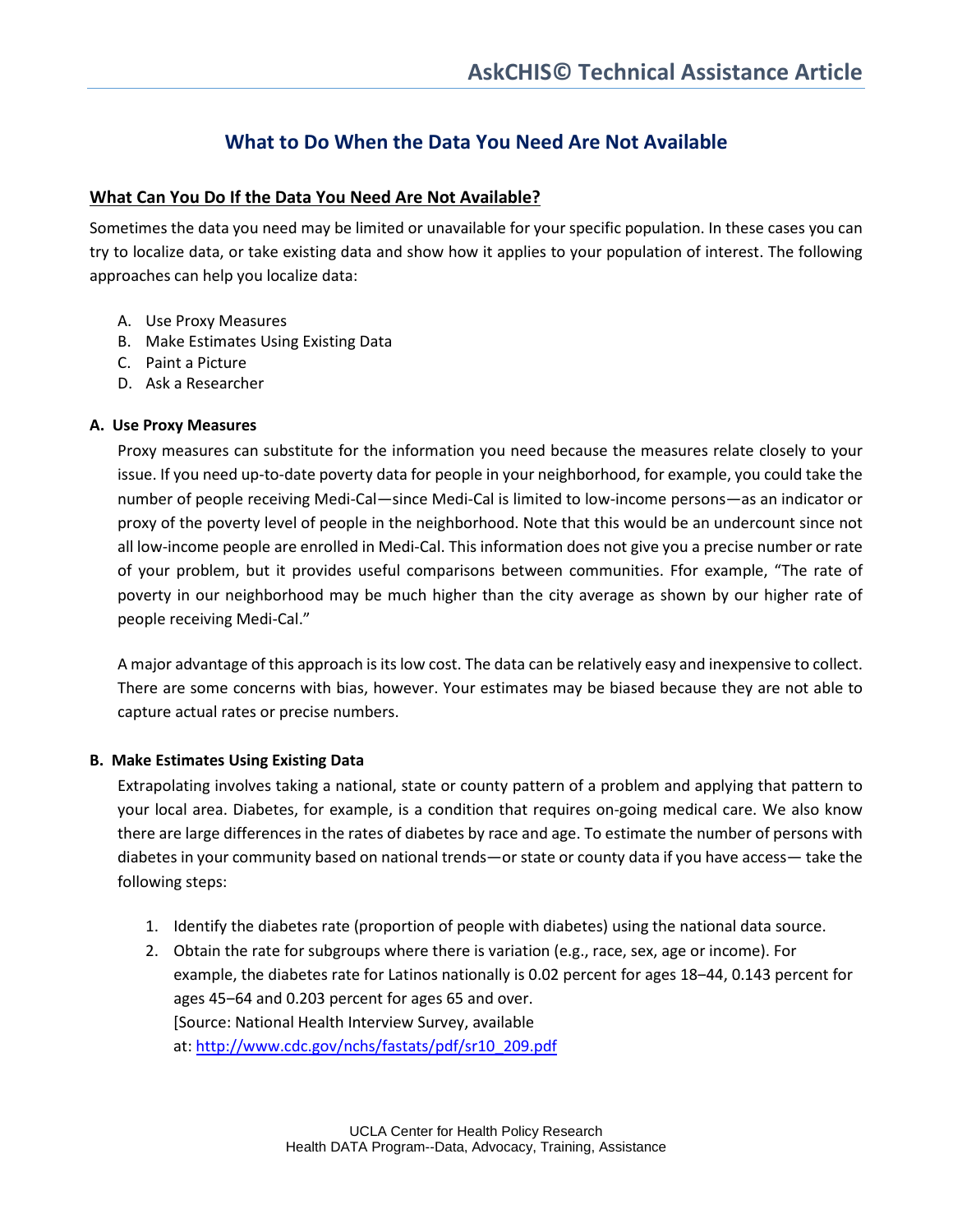# What to Do When the Data You Need Are Not Available

## What Can You Do If the Data You Need Are Not Available?

Sometimes the data you need may be limited or unavailable for your specific population. In these cases you can try to localize data, or take existing data and show how it applies to your population of interest. The following approaches can help you localize data:

A. Use Proxy Measures
B. Make Estimates Using Existing Data
C. Paint a Picture
D. Ask a Researcher

### A. Use Proxy Measures

Proxy measures can substitute for the information you need because the measures relate closely to your issue. If you need up-to-date poverty data for people in your neighborhood, for example, you could take the number of people receiving Medi-Cal—since Medi-Cal is limited to low-income persons—as an indicator or proxy of the poverty level of people in the neighborhood. Note that this would be an undercount since not all low-income people are enrolled in Medi-Cal. This information does not give you a precise number or rate of your problem, but it provides useful comparisons between communities. Ffor example, "The rate of poverty in our neighborhood may be much higher than the city average as shown by our higher rate of people receiving Medi-Cal."

A major advantage of this approach is its low cost. The data can be relatively easy and inexpensive to collect. There are some concerns with bias, however. Your estimates may be biased because they are not able to capture actual rates or precise numbers.

### B. Make Estimates Using Existing Data

Extrapolating involves taking a national, state or county pattern of a problem and applying that pattern to your local area. Diabetes, for example, is a condition that requires on-going medical care. We also know there are large differences in the rates of diabetes by race and age. To estimate the number of persons with diabetes in your community based on national trends—or state or county data if you have access— take the following steps:

1. Identify the diabetes rate (proportion of people with diabetes) using the national data source.
2. Obtain the rate for subgroups where there is variation (e.g., race, sex, age or income). For example, the diabetes rate for Latinos nationally is 0.02 percent for ages 18–44, 0.143 percent for ages 45–64 and 0.203 percent for ages 65 and over.
   [Source: National Health Interview Survey, available at: http://www.cdc.gov/nchs/fastats/pdf/sr10_209.pdf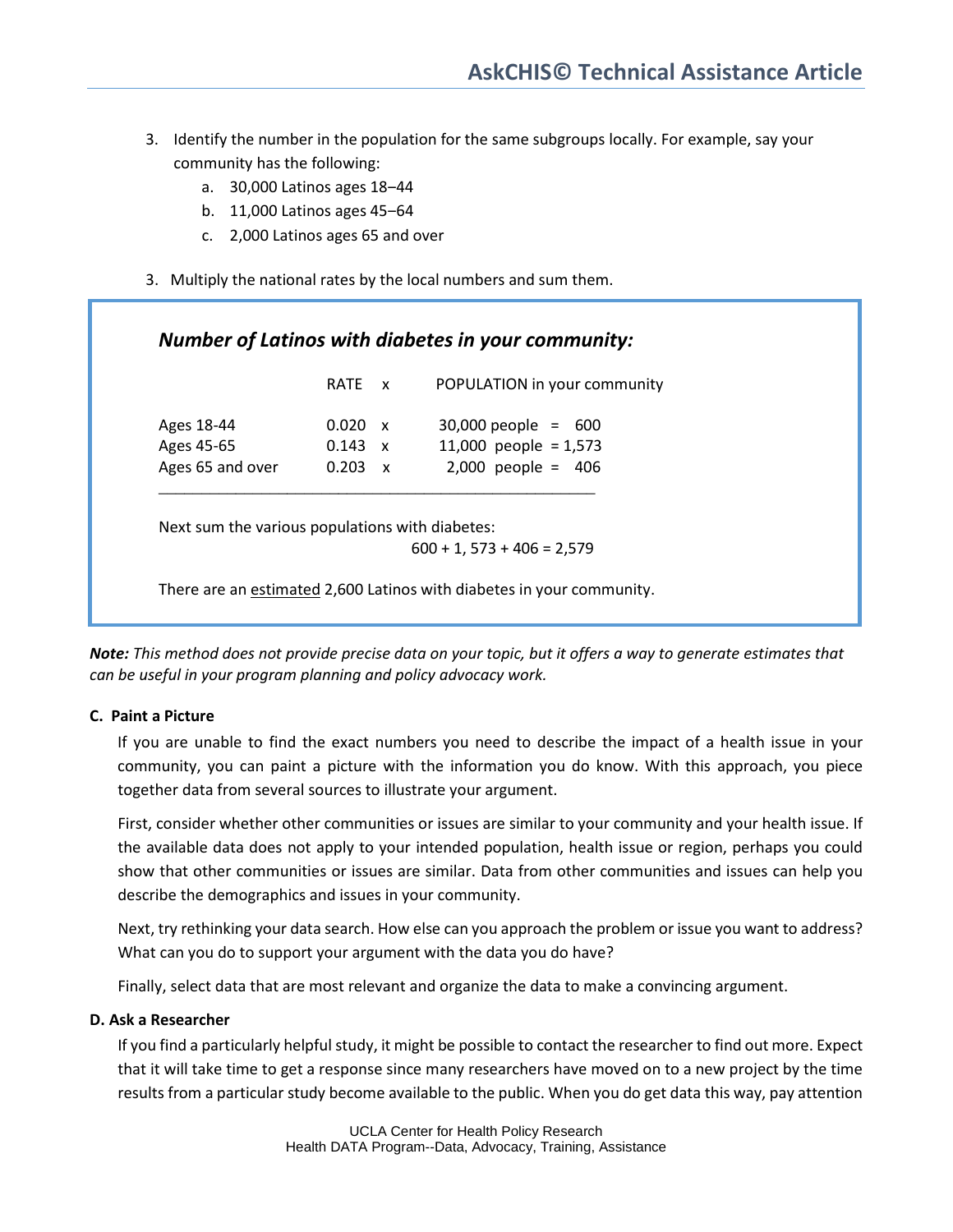3. Identify the number in the population for the same subgroups locally. For example, say your community has the following:
   a. 30,000 Latinos ages 18–44
   b. 11,000 Latinos ages 45–64
   c. 2,000 Latinos ages 65 and over

3. Multiply the national rates by the local numbers and sum them.

***Number of Latinos with diabetes in your community:***

| | RATE | x | POPULATION in your community |
|---|---|---|---|
| Ages 18-44 | 0.020 | x | 30,000 people = 600 |
| Ages 45-65 | 0.143 | x | 11,000 people = 1,573 |
| Ages 65 and over | 0.203 | x | 2,000 people = 406 |

Next sum the various populations with diabetes:

600 + 1, 573 + 406 = 2,579

There are an estimated 2,600 Latinos with diabetes in your community.

***Note:*** *This method does not provide precise data on your topic, but it offers a way to generate estimates that can be useful in your program planning and policy advocacy work.*

**C. Paint a Picture**

If you are unable to find the exact numbers you need to describe the impact of a health issue in your community, you can paint a picture with the information you do know. With this approach, you piece together data from several sources to illustrate your argument.

First, consider whether other communities or issues are similar to your community and your health issue. If the available data does not apply to your intended population, health issue or region, perhaps you could show that other communities or issues are similar. Data from other communities and issues can help you describe the demographics and issues in your community.

Next, try rethinking your data search. How else can you approach the problem or issue you want to address? What can you do to support your argument with the data you do have?

Finally, select data that are most relevant and organize the data to make a convincing argument.

**D. Ask a Researcher**

If you find a particularly helpful study, it might be possible to contact the researcher to find out more. Expect that it will take time to get a response since many researchers have moved on to a new project by the time results from a particular study become available to the public. When you do get data this way, pay attention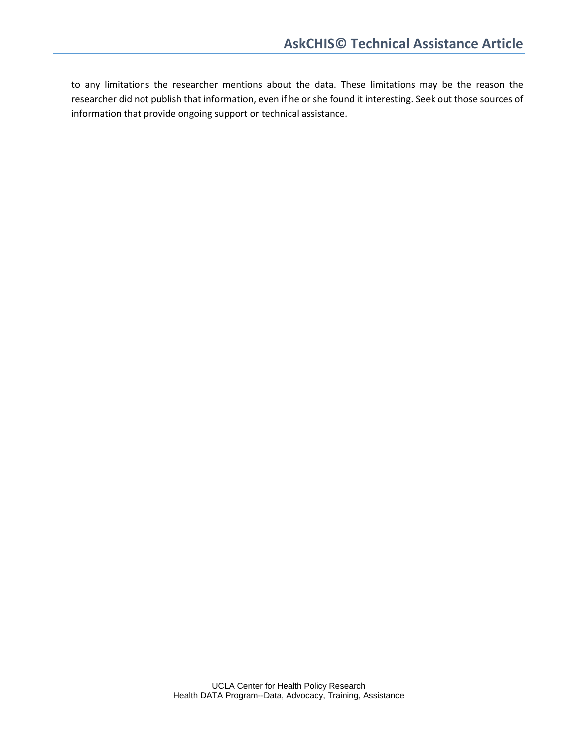to any limitations the researcher mentions about the data. These limitations may be the reason the researcher did not publish that information, even if he or she found it interesting. Seek out those sources of information that provide ongoing support or technical assistance.